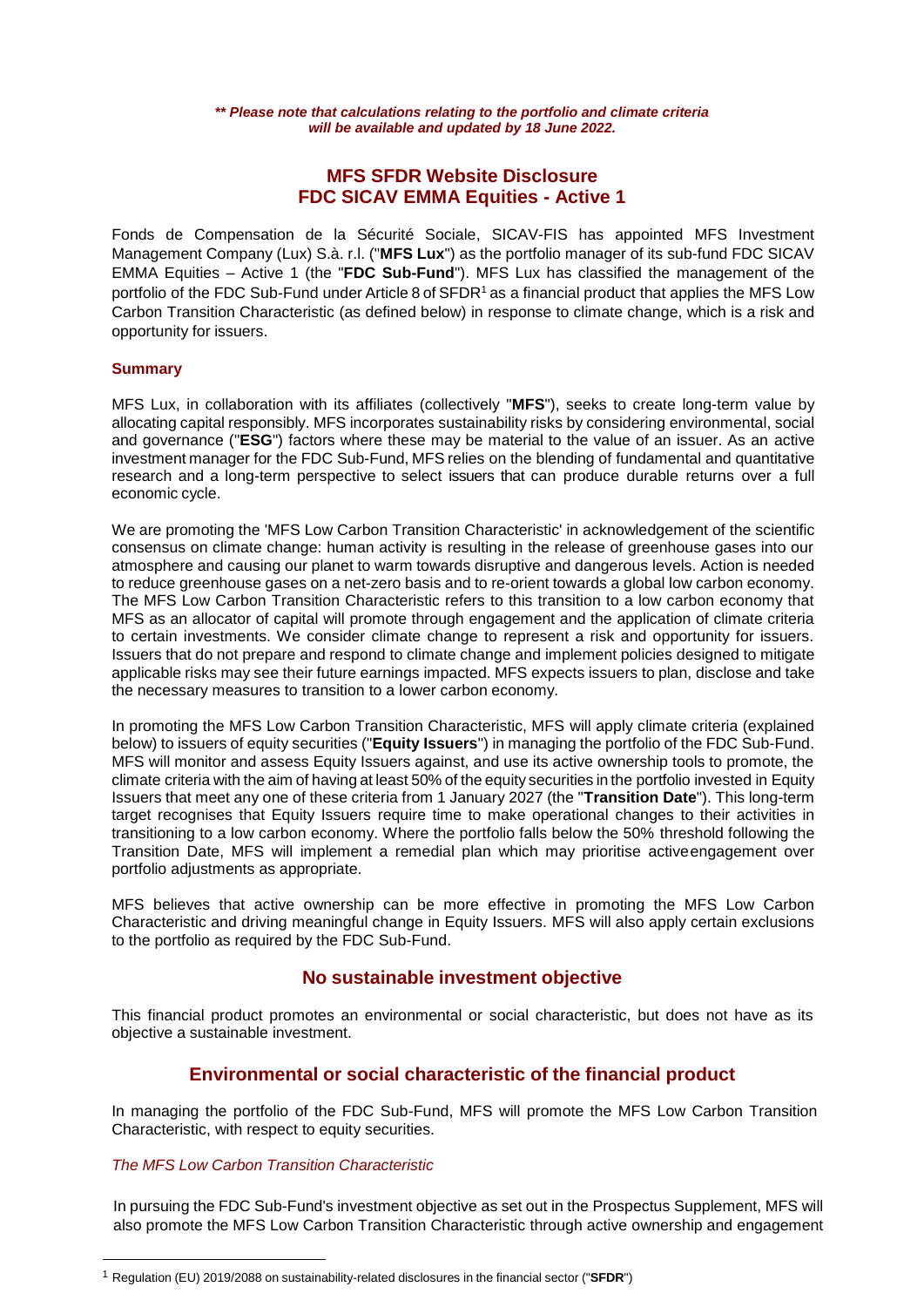***** Please note that calculations relating to the portfolio and climate criteria will be available and updated by 18 June 2022.***

# MFS SFDR Website Disclosure
# FDC SICAV EMMA Equities - Active 1

Fonds de Compensation de la Sécurité Sociale, SICAV-FIS has appointed MFS Investment Management Company (Lux) S.à. r.l. ("**MFS Lux**") as the portfolio manager of its sub-fund FDC SICAV EMMA Equities – Active 1 (the "**FDC Sub-Fund**"). MFS Lux has classified the management of the portfolio of the FDC Sub-Fund under Article 8 of SFDR[1] as a financial product that applies the MFS Low Carbon Transition Characteristic (as defined below) in response to climate change, which is a risk and opportunity for issuers.

### Summary

MFS Lux, in collaboration with its affiliates (collectively "**MFS**"), seeks to create long-term value by allocating capital responsibly. MFS incorporates sustainability risks by considering environmental, social and governance ("**ESG**") factors where these may be material to the value of an issuer. As an active investment manager for the FDC Sub-Fund, MFS relies on the blending of fundamental and quantitative research and a long-term perspective to select issuers that can produce durable returns over a full economic cycle.

We are promoting the 'MFS Low Carbon Transition Characteristic' in acknowledgement of the scientific consensus on climate change: human activity is resulting in the release of greenhouse gases into our atmosphere and causing our planet to warm towards disruptive and dangerous levels. Action is needed to reduce greenhouse gases on a net-zero basis and to re-orient towards a global low carbon economy. The MFS Low Carbon Transition Characteristic refers to this transition to a low carbon economy that MFS as an allocator of capital will promote through engagement and the application of climate criteria to certain investments. We consider climate change to represent a risk and opportunity for issuers. Issuers that do not prepare and respond to climate change and implement policies designed to mitigate applicable risks may see their future earnings impacted. MFS expects issuers to plan, disclose and take the necessary measures to transition to a lower carbon economy.

In promoting the MFS Low Carbon Transition Characteristic, MFS will apply climate criteria (explained below) to issuers of equity securities ("**Equity Issuers**") in managing the portfolio of the FDC Sub-Fund. MFS will monitor and assess Equity Issuers against, and use its active ownership tools to promote, the climate criteria with the aim of having at least 50% of the equity securities in the portfolio invested in Equity Issuers that meet any one of these criteria from 1 January 2027 (the "**Transition Date**"). This long-term target recognises that Equity Issuers require time to make operational changes to their activities in transitioning to a low carbon economy. Where the portfolio falls below the 50% threshold following the Transition Date, MFS will implement a remedial plan which may prioritise active engagement over portfolio adjustments as appropriate.

MFS believes that active ownership can be more effective in promoting the MFS Low Carbon Characteristic and driving meaningful change in Equity Issuers. MFS will also apply certain exclusions to the portfolio as required by the FDC Sub-Fund.

## No sustainable investment objective

This financial product promotes an environmental or social characteristic, but does not have as its objective a sustainable investment.

## Environmental or social characteristic of the financial product

In managing the portfolio of the FDC Sub-Fund, MFS will promote the MFS Low Carbon Transition Characteristic, with respect to equity securities.

*The MFS Low Carbon Transition Characteristic*

In pursuing the FDC Sub-Fund's investment objective as set out in the Prospectus Supplement, MFS will also promote the MFS Low Carbon Transition Characteristic through active ownership and engagement

[1] Regulation (EU) 2019/2088 on sustainability-related disclosures in the financial sector ("**SFDR**")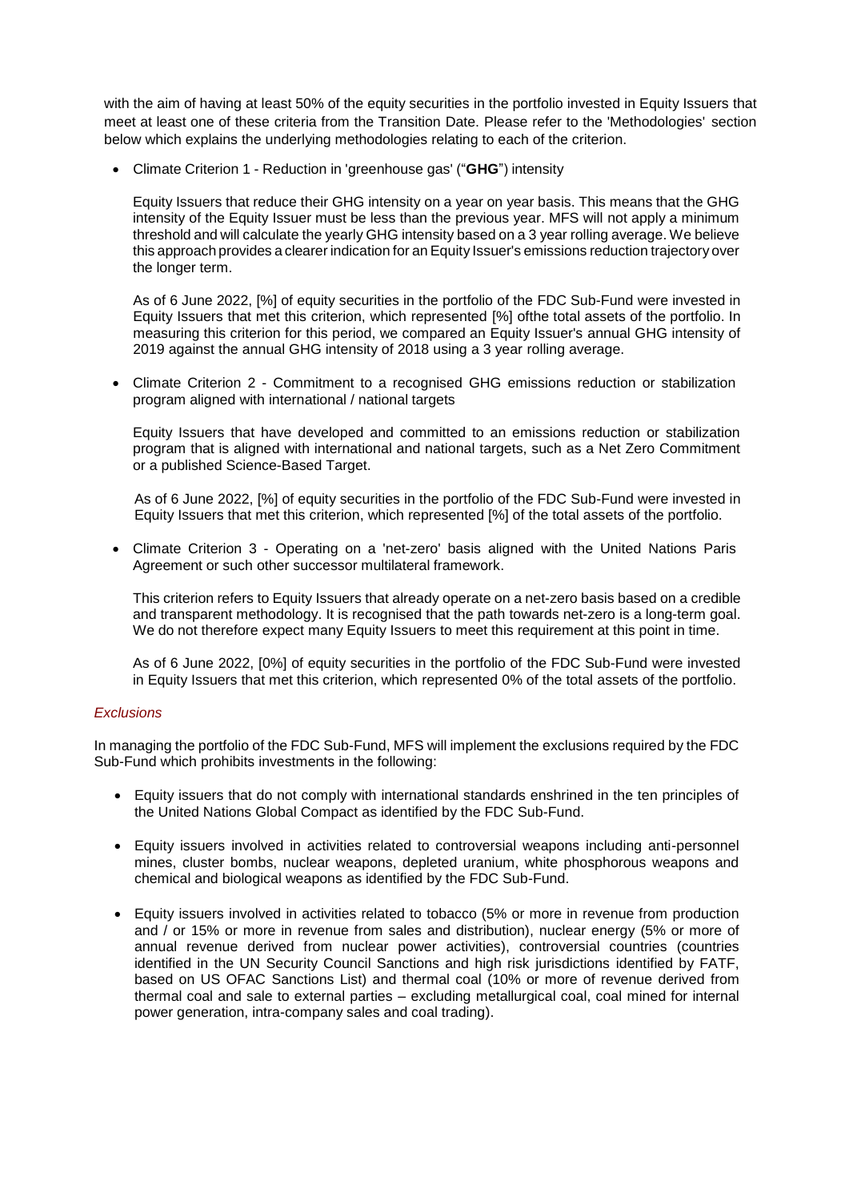with the aim of having at least 50% of the equity securities in the portfolio invested in Equity Issuers that meet at least one of these criteria from the Transition Date. Please refer to the 'Methodologies' section below which explains the underlying methodologies relating to each of the criterion.

- Climate Criterion 1 - Reduction in 'greenhouse gas' ("**GHG**") intensity

  Equity Issuers that reduce their GHG intensity on a year on year basis. This means that the GHG intensity of the Equity Issuer must be less than the previous year. MFS will not apply a minimum threshold and will calculate the yearly GHG intensity based on a 3 year rolling average. We believe this approach provides a clearer indication for an Equity Issuer's emissions reduction trajectory over the longer term.

  As of 6 June 2022, [%] of equity securities in the portfolio of the FDC Sub-Fund were invested in Equity Issuers that met this criterion, which represented [%] ofthe total assets of the portfolio. In measuring this criterion for this period, we compared an Equity Issuer's annual GHG intensity of 2019 against the annual GHG intensity of 2018 using a 3 year rolling average.

- Climate Criterion 2 - Commitment to a recognised GHG emissions reduction or stabilization program aligned with international / national targets

  Equity Issuers that have developed and committed to an emissions reduction or stabilization program that is aligned with international and national targets, such as a Net Zero Commitment or a published Science-Based Target.

  As of 6 June 2022, [%] of equity securities in the portfolio of the FDC Sub-Fund were invested in Equity Issuers that met this criterion, which represented [%] of the total assets of the portfolio.

- Climate Criterion 3 - Operating on a 'net-zero' basis aligned with the United Nations Paris Agreement or such other successor multilateral framework.

  This criterion refers to Equity Issuers that already operate on a net-zero basis based on a credible and transparent methodology. It is recognised that the path towards net-zero is a long-term goal. We do not therefore expect many Equity Issuers to meet this requirement at this point in time.

  As of 6 June 2022, [0%] of equity securities in the portfolio of the FDC Sub-Fund were invested in Equity Issuers that met this criterion, which represented 0% of the total assets of the portfolio.

*Exclusions*

In managing the portfolio of the FDC Sub-Fund, MFS will implement the exclusions required by the FDC Sub-Fund which prohibits investments in the following:

- Equity issuers that do not comply with international standards enshrined in the ten principles of the United Nations Global Compact as identified by the FDC Sub-Fund.

- Equity issuers involved in activities related to controversial weapons including anti-personnel mines, cluster bombs, nuclear weapons, depleted uranium, white phosphorous weapons and chemical and biological weapons as identified by the FDC Sub-Fund.

- Equity issuers involved in activities related to tobacco (5% or more in revenue from production and / or 15% or more in revenue from sales and distribution), nuclear energy (5% or more of annual revenue derived from nuclear power activities), controversial countries (countries identified in the UN Security Council Sanctions and high risk jurisdictions identified by FATF, based on US OFAC Sanctions List) and thermal coal (10% or more of revenue derived from thermal coal and sale to external parties – excluding metallurgical coal, coal mined for internal power generation, intra-company sales and coal trading).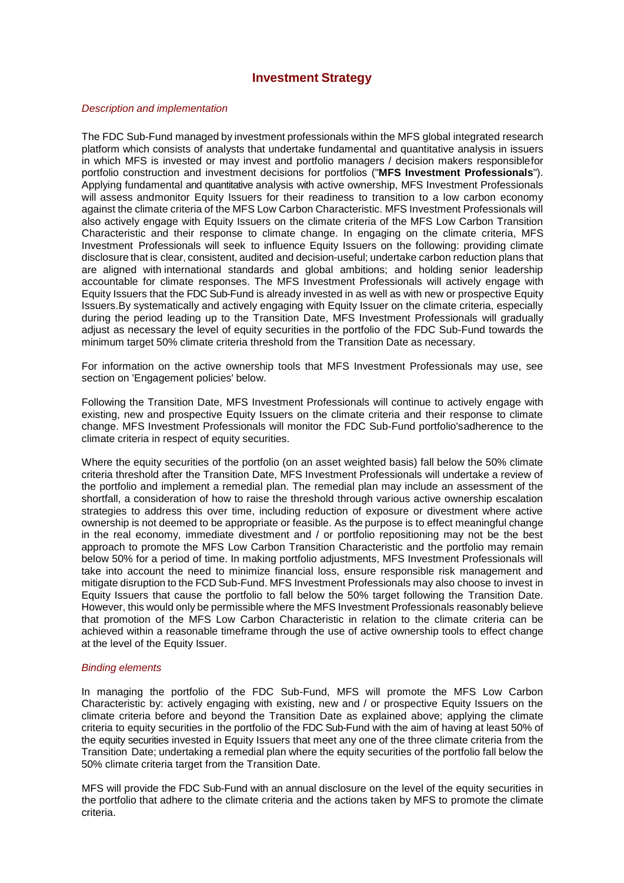# Investment Strategy

*Description and implementation*

The FDC Sub-Fund managed by investment professionals within the MFS global integrated research platform which consists of analysts that undertake fundamental and quantitative analysis in issuers in which MFS is invested or may invest and portfolio managers / decision makers responsiblefor portfolio construction and investment decisions for portfolios ("**MFS Investment Professionals**"). Applying fundamental and quantitative analysis with active ownership, MFS Investment Professionals will assess andmonitor Equity Issuers for their readiness to transition to a low carbon economy against the climate criteria of the MFS Low Carbon Characteristic. MFS Investment Professionals will also actively engage with Equity Issuers on the climate criteria of the MFS Low Carbon Transition Characteristic and their response to climate change. In engaging on the climate criteria, MFS Investment Professionals will seek to influence Equity Issuers on the following: providing climate disclosure that is clear, consistent, audited and decision-useful; undertake carbon reduction plans that are aligned with international standards and global ambitions; and holding senior leadership accountable for climate responses. The MFS Investment Professionals will actively engage with Equity Issuers that the FDC Sub-Fund is already invested in as well as with new or prospective Equity Issuers.By systematically and actively engaging with Equity Issuer on the climate criteria, especially during the period leading up to the Transition Date, MFS Investment Professionals will gradually adjust as necessary the level of equity securities in the portfolio of the FDC Sub-Fund towards the minimum target 50% climate criteria threshold from the Transition Date as necessary.

For information on the active ownership tools that MFS Investment Professionals may use, see section on 'Engagement policies' below.

Following the Transition Date, MFS Investment Professionals will continue to actively engage with existing, new and prospective Equity Issuers on the climate criteria and their response to climate change. MFS Investment Professionals will monitor the FDC Sub-Fund portfolio'sadherence to the climate criteria in respect of equity securities.

Where the equity securities of the portfolio (on an asset weighted basis) fall below the 50% climate criteria threshold after the Transition Date, MFS Investment Professionals will undertake a review of the portfolio and implement a remedial plan. The remedial plan may include an assessment of the shortfall, a consideration of how to raise the threshold through various active ownership escalation strategies to address this over time, including reduction of exposure or divestment where active ownership is not deemed to be appropriate or feasible. As the purpose is to effect meaningful change in the real economy, immediate divestment and / or portfolio repositioning may not be the best approach to promote the MFS Low Carbon Transition Characteristic and the portfolio may remain below 50% for a period of time. In making portfolio adjustments, MFS Investment Professionals will take into account the need to minimize financial loss, ensure responsible risk management and mitigate disruption to the FCD Sub-Fund. MFS Investment Professionals may also choose to invest in Equity Issuers that cause the portfolio to fall below the 50% target following the Transition Date. However, this would only be permissible where the MFS Investment Professionals reasonably believe that promotion of the MFS Low Carbon Characteristic in relation to the climate criteria can be achieved within a reasonable timeframe through the use of active ownership tools to effect change at the level of the Equity Issuer.

*Binding elements*

In managing the portfolio of the FDC Sub-Fund, MFS will promote the MFS Low Carbon Characteristic by: actively engaging with existing, new and / or prospective Equity Issuers on the climate criteria before and beyond the Transition Date as explained above; applying the climate criteria to equity securities in the portfolio of the FDC Sub-Fund with the aim of having at least 50% of the equity securities invested in Equity Issuers that meet any one of the three climate criteria from the Transition Date; undertaking a remedial plan where the equity securities of the portfolio fall below the 50% climate criteria target from the Transition Date.

MFS will provide the FDC Sub-Fund with an annual disclosure on the level of the equity securities in the portfolio that adhere to the climate criteria and the actions taken by MFS to promote the climate criteria.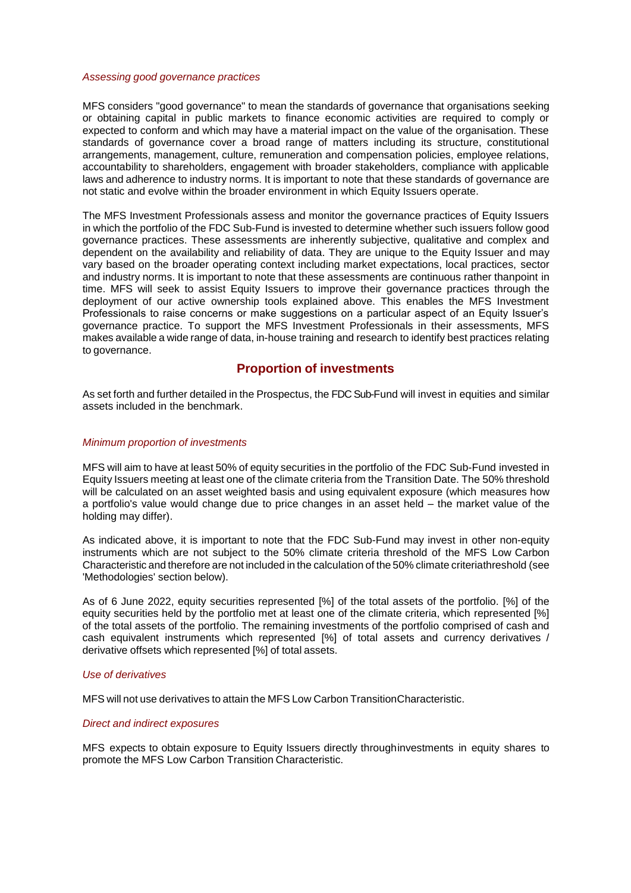*Assessing good governance practices*

MFS considers "good governance" to mean the standards of governance that organisations seeking or obtaining capital in public markets to finance economic activities are required to comply or expected to conform and which may have a material impact on the value of the organisation. These standards of governance cover a broad range of matters including its structure, constitutional arrangements, management, culture, remuneration and compensation policies, employee relations, accountability to shareholders, engagement with broader stakeholders, compliance with applicable laws and adherence to industry norms. It is important to note that these standards of governance are not static and evolve within the broader environment in which Equity Issuers operate.

The MFS Investment Professionals assess and monitor the governance practices of Equity Issuers in which the portfolio of the FDC Sub-Fund is invested to determine whether such issuers follow good governance practices. These assessments are inherently subjective, qualitative and complex and dependent on the availability and reliability of data. They are unique to the Equity Issuer and may vary based on the broader operating context including market expectations, local practices, sector and industry norms. It is important to note that these assessments are continuous rather thanpoint in time. MFS will seek to assist Equity Issuers to improve their governance practices through the deployment of our active ownership tools explained above. This enables the MFS Investment Professionals to raise concerns or make suggestions on a particular aspect of an Equity Issuer's governance practice. To support the MFS Investment Professionals in their assessments, MFS makes available a wide range of data, in-house training and research to identify best practices relating to governance.

## Proportion of investments

As set forth and further detailed in the Prospectus, the FDC Sub-Fund will invest in equities and similar assets included in the benchmark.

*Minimum proportion of investments*

MFS will aim to have at least 50% of equity securities in the portfolio of the FDC Sub-Fund invested in Equity Issuers meeting at least one of the climate criteria from the Transition Date. The 50% threshold will be calculated on an asset weighted basis and using equivalent exposure (which measures how a portfolio's value would change due to price changes in an asset held – the market value of the holding may differ).

As indicated above, it is important to note that the FDC Sub-Fund may invest in other non-equity instruments which are not subject to the 50% climate criteria threshold of the MFS Low Carbon Characteristic and therefore are not included in the calculation of the 50% climate criteriathreshold (see 'Methodologies' section below).

As of 6 June 2022, equity securities represented [%] of the total assets of the portfolio. [%] of the equity securities held by the portfolio met at least one of the climate criteria, which represented [%] of the total assets of the portfolio. The remaining investments of the portfolio comprised of cash and cash equivalent instruments which represented [%] of total assets and currency derivatives / derivative offsets which represented [%] of total assets.

*Use of derivatives*

MFS will not use derivatives to attain the MFS Low Carbon TransitionCharacteristic.

*Direct and indirect exposures*

MFS expects to obtain exposure to Equity Issuers directly throughinvestments in equity shares to promote the MFS Low Carbon Transition Characteristic.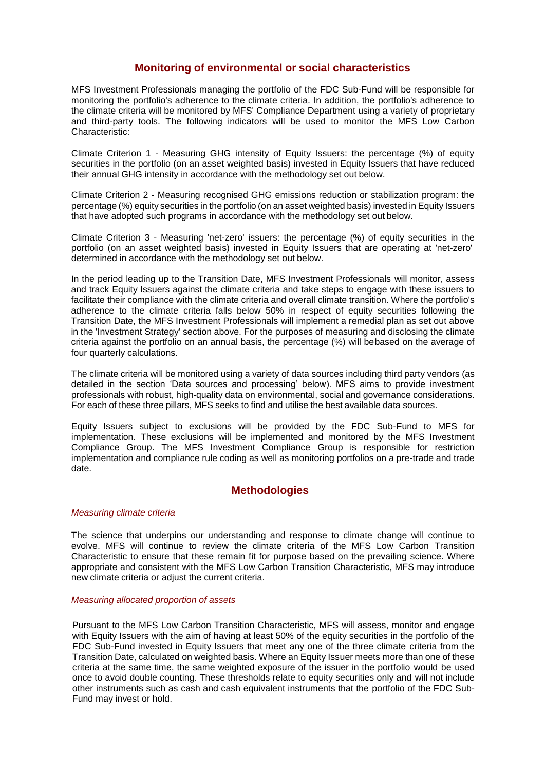## Monitoring of environmental or social characteristics

MFS Investment Professionals managing the portfolio of the FDC Sub-Fund will be responsible for monitoring the portfolio's adherence to the climate criteria. In addition, the portfolio's adherence to the climate criteria will be monitored by MFS' Compliance Department using a variety of proprietary and third-party tools. The following indicators will be used to monitor the MFS Low Carbon Characteristic:

Climate Criterion 1 - Measuring GHG intensity of Equity Issuers: the percentage (%) of equity securities in the portfolio (on an asset weighted basis) invested in Equity Issuers that have reduced their annual GHG intensity in accordance with the methodology set out below.

Climate Criterion 2 - Measuring recognised GHG emissions reduction or stabilization program: the percentage (%) equity securities in the portfolio (on an asset weighted basis) invested in Equity Issuers that have adopted such programs in accordance with the methodology set out below.

Climate Criterion 3 - Measuring 'net-zero' issuers: the percentage (%) of equity securities in the portfolio (on an asset weighted basis) invested in Equity Issuers that are operating at 'net-zero' determined in accordance with the methodology set out below.

In the period leading up to the Transition Date, MFS Investment Professionals will monitor, assess and track Equity Issuers against the climate criteria and take steps to engage with these issuers to facilitate their compliance with the climate criteria and overall climate transition. Where the portfolio's adherence to the climate criteria falls below 50% in respect of equity securities following the Transition Date, the MFS Investment Professionals will implement a remedial plan as set out above in the 'Investment Strategy' section above. For the purposes of measuring and disclosing the climate criteria against the portfolio on an annual basis, the percentage (%) will bebased on the average of four quarterly calculations.

The climate criteria will be monitored using a variety of data sources including third party vendors (as detailed in the section 'Data sources and processing' below). MFS aims to provide investment professionals with robust, high-quality data on environmental, social and governance considerations. For each of these three pillars, MFS seeks to find and utilise the best available data sources.

Equity Issuers subject to exclusions will be provided by the FDC Sub-Fund to MFS for implementation. These exclusions will be implemented and monitored by the MFS Investment Compliance Group. The MFS Investment Compliance Group is responsible for restriction implementation and compliance rule coding as well as monitoring portfolios on a pre-trade and trade date.

## Methodologies

*Measuring climate criteria*

The science that underpins our understanding and response to climate change will continue to evolve. MFS will continue to review the climate criteria of the MFS Low Carbon Transition Characteristic to ensure that these remain fit for purpose based on the prevailing science. Where appropriate and consistent with the MFS Low Carbon Transition Characteristic, MFS may introduce new climate criteria or adjust the current criteria.

*Measuring allocated proportion of assets*

Pursuant to the MFS Low Carbon Transition Characteristic, MFS will assess, monitor and engage with Equity Issuers with the aim of having at least 50% of the equity securities in the portfolio of the FDC Sub-Fund invested in Equity Issuers that meet any one of the three climate criteria from the Transition Date, calculated on weighted basis. Where an Equity Issuer meets more than one of these criteria at the same time, the same weighted exposure of the issuer in the portfolio would be used once to avoid double counting. These thresholds relate to equity securities only and will not include other instruments such as cash and cash equivalent instruments that the portfolio of the FDC Sub-Fund may invest or hold.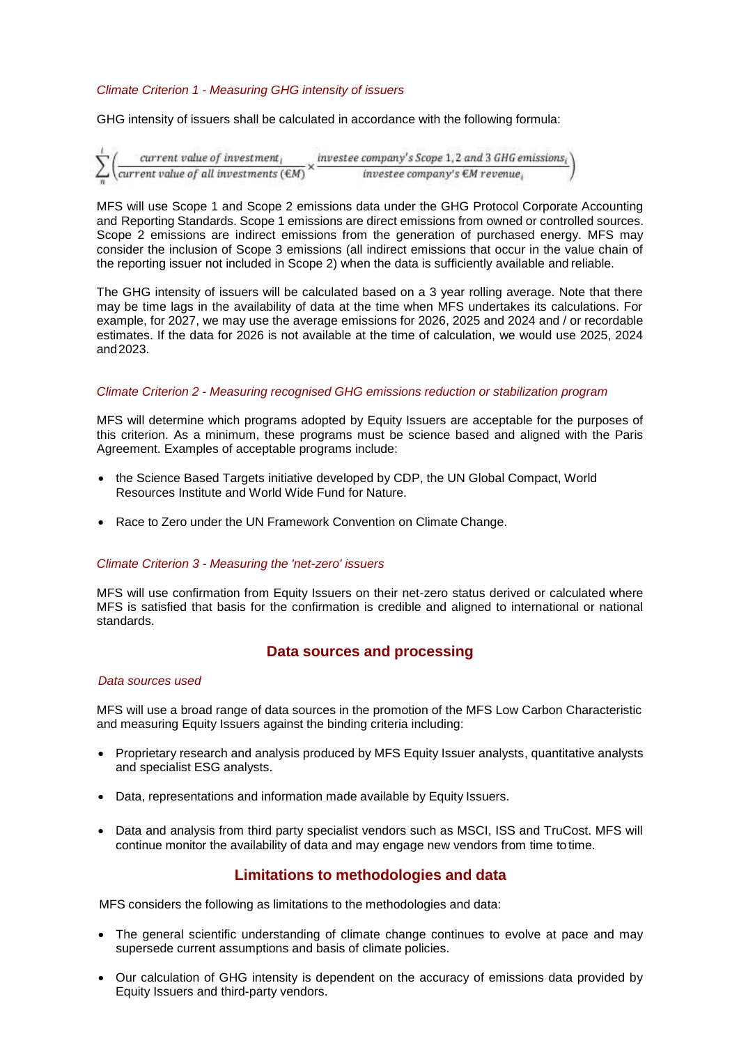*Climate Criterion 1 - Measuring GHG intensity of issuers*

GHG intensity of issuers shall be calculated in accordance with the following formula:

$$\sum_{n}^{i}\left(\frac{\text{current value of investment}_i}{\text{current value of all investments (€M)}} \times \frac{\text{investee company's Scope 1, 2 and 3 GHG emissions}_i}{\text{investee company's €M revenue}_i}\right)$$

MFS will use Scope 1 and Scope 2 emissions data under the GHG Protocol Corporate Accounting and Reporting Standards. Scope 1 emissions are direct emissions from owned or controlled sources. Scope 2 emissions are indirect emissions from the generation of purchased energy. MFS may consider the inclusion of Scope 3 emissions (all indirect emissions that occur in the value chain of the reporting issuer not included in Scope 2) when the data is sufficiently available and reliable.

The GHG intensity of issuers will be calculated based on a 3 year rolling average. Note that there may be time lags in the availability of data at the time when MFS undertakes its calculations. For example, for 2027, we may use the average emissions for 2026, 2025 and 2024 and / or recordable estimates. If the data for 2026 is not available at the time of calculation, we would use 2025, 2024 and 2023.

*Climate Criterion 2 - Measuring recognised GHG emissions reduction or stabilization program*

MFS will determine which programs adopted by Equity Issuers are acceptable for the purposes of this criterion. As a minimum, these programs must be science based and aligned with the Paris Agreement. Examples of acceptable programs include:

- the Science Based Targets initiative developed by CDP, the UN Global Compact, World Resources Institute and World Wide Fund for Nature.
- Race to Zero under the UN Framework Convention on Climate Change.

*Climate Criterion 3 - Measuring the 'net-zero' issuers*

MFS will use confirmation from Equity Issuers on their net-zero status derived or calculated where MFS is satisfied that basis for the confirmation is credible and aligned to international or national standards.

## Data sources and processing

*Data sources used*

MFS will use a broad range of data sources in the promotion of the MFS Low Carbon Characteristic and measuring Equity Issuers against the binding criteria including:

- Proprietary research and analysis produced by MFS Equity Issuer analysts, quantitative analysts and specialist ESG analysts.
- Data, representations and information made available by Equity Issuers.
- Data and analysis from third party specialist vendors such as MSCI, ISS and TruCost. MFS will continue monitor the availability of data and may engage new vendors from time to time.

## Limitations to methodologies and data

MFS considers the following as limitations to the methodologies and data:

- The general scientific understanding of climate change continues to evolve at pace and may supersede current assumptions and basis of climate policies.
- Our calculation of GHG intensity is dependent on the accuracy of emissions data provided by Equity Issuers and third-party vendors.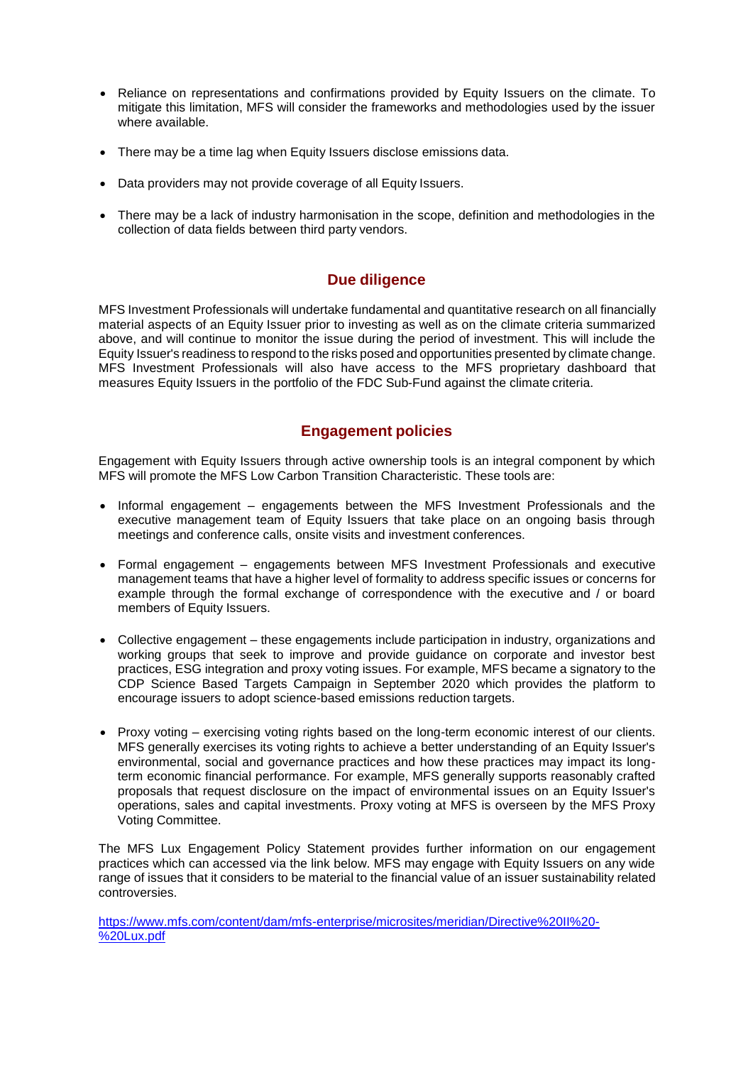- Reliance on representations and confirmations provided by Equity Issuers on the climate. To mitigate this limitation, MFS will consider the frameworks and methodologies used by the issuer where available.
- There may be a time lag when Equity Issuers disclose emissions data.
- Data providers may not provide coverage of all Equity Issuers.
- There may be a lack of industry harmonisation in the scope, definition and methodologies in the collection of data fields between third party vendors.

## Due diligence

MFS Investment Professionals will undertake fundamental and quantitative research on all financially material aspects of an Equity Issuer prior to investing as well as on the climate criteria summarized above, and will continue to monitor the issue during the period of investment. This will include the Equity Issuer's readiness to respond to the risks posed and opportunities presented by climate change. MFS Investment Professionals will also have access to the MFS proprietary dashboard that measures Equity Issuers in the portfolio of the FDC Sub-Fund against the climate criteria.

## Engagement policies

Engagement with Equity Issuers through active ownership tools is an integral component by which MFS will promote the MFS Low Carbon Transition Characteristic. These tools are:

- Informal engagement – engagements between the MFS Investment Professionals and the executive management team of Equity Issuers that take place on an ongoing basis through meetings and conference calls, onsite visits and investment conferences.
- Formal engagement – engagements between MFS Investment Professionals and executive management teams that have a higher level of formality to address specific issues or concerns for example through the formal exchange of correspondence with the executive and / or board members of Equity Issuers.
- Collective engagement – these engagements include participation in industry, organizations and working groups that seek to improve and provide guidance on corporate and investor best practices, ESG integration and proxy voting issues. For example, MFS became a signatory to the CDP Science Based Targets Campaign in September 2020 which provides the platform to encourage issuers to adopt science-based emissions reduction targets.
- Proxy voting – exercising voting rights based on the long-term economic interest of our clients. MFS generally exercises its voting rights to achieve a better understanding of an Equity Issuer's environmental, social and governance practices and how these practices may impact its long-term economic financial performance. For example, MFS generally supports reasonably crafted proposals that request disclosure on the impact of environmental issues on an Equity Issuer's operations, sales and capital investments. Proxy voting at MFS is overseen by the MFS Proxy Voting Committee.

The MFS Lux Engagement Policy Statement provides further information on our engagement practices which can accessed via the link below. MFS may engage with Equity Issuers on any wide range of issues that it considers to be material to the financial value of an issuer sustainability related controversies.

[https://www.mfs.com/content/dam/mfs-enterprise/microsites/meridian/Directive%20II%20-%20Lux.pdf](https://www.mfs.com/content/dam/mfs-enterprise/microsites/meridian/Directive%20II%20-%20Lux.pdf)